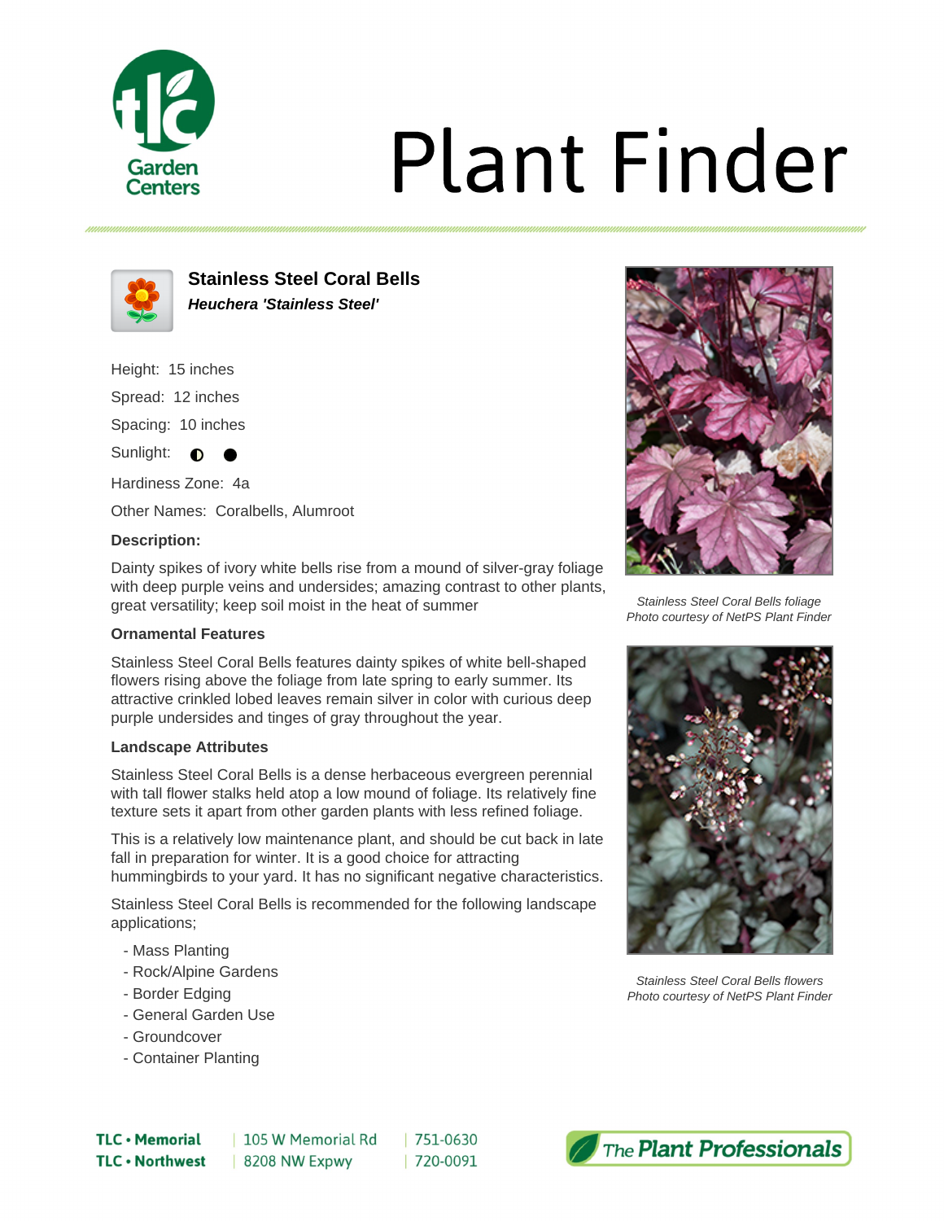# Plant Finder

## Stainless Steel Coral Bells

***Heuchera 'Stainless Steel'***

Height: 15 inches

Spread: 12 inches

Spacing: 10 inches

Sunlight: ◐ ●

Hardiness Zone: 4a

Other Names: Coralbells, Alumroot

**Description:**

Dainty spikes of ivory white bells rise from a mound of silver-gray foliage with deep purple veins and undersides; amazing contrast to other plants, great versatility; keep soil moist in the heat of summer

### Ornamental Features

Stainless Steel Coral Bells features dainty spikes of white bell-shaped flowers rising above the foliage from late spring to early summer. Its attractive crinkled lobed leaves remain silver in color with curious deep purple undersides and tinges of gray throughout the year.

### Landscape Attributes

Stainless Steel Coral Bells is a dense herbaceous evergreen perennial with tall flower stalks held atop a low mound of foliage. Its relatively fine texture sets it apart from other garden plants with less refined foliage.

This is a relatively low maintenance plant, and should be cut back in late fall in preparation for winter. It is a good choice for attracting hummingbirds to your yard. It has no significant negative characteristics.

Stainless Steel Coral Bells is recommended for the following landscape applications;

- Mass Planting
- Rock/Alpine Gardens
- Border Edging
- General Garden Use
- Groundcover
- Container Planting

*Stainless Steel Coral Bells foliage*
*Photo courtesy of NetPS Plant Finder*

*Stainless Steel Coral Bells flowers*
*Photo courtesy of NetPS Plant Finder*

| | | |
|---|---|---|
| **TLC • Memorial** | 105 W Memorial Rd | 751-0630 |
| **TLC • Northwest** | 8208 NW Expwy | 720-0091 |

The Plant Professionals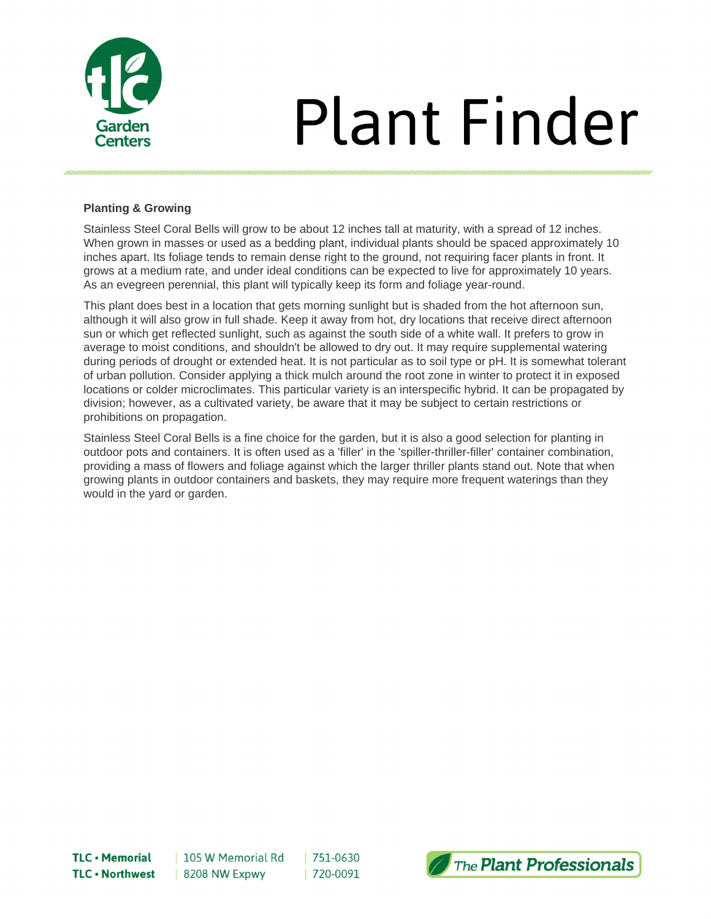### Planting & Growing

Stainless Steel Coral Bells will grow to be about 12 inches tall at maturity, with a spread of 12 inches. When grown in masses or used as a bedding plant, individual plants should be spaced approximately 10 inches apart. Its foliage tends to remain dense right to the ground, not requiring facer plants in front. It grows at a medium rate, and under ideal conditions can be expected to live for approximately 10 years. As an evegreen perennial, this plant will typically keep its form and foliage year-round.

This plant does best in a location that gets morning sunlight but is shaded from the hot afternoon sun, although it will also grow in full shade. Keep it away from hot, dry locations that receive direct afternoon sun or which get reflected sunlight, such as against the south side of a white wall. It prefers to grow in average to moist conditions, and shouldn't be allowed to dry out. It may require supplemental watering during periods of drought or extended heat. It is not particular as to soil type or pH. It is somewhat tolerant of urban pollution. Consider applying a thick mulch around the root zone in winter to protect it in exposed locations or colder microclimates. This particular variety is an interspecific hybrid. It can be propagated by division; however, as a cultivated variety, be aware that it may be subject to certain restrictions or prohibitions on propagation.

Stainless Steel Coral Bells is a fine choice for the garden, but it is also a good selection for planting in outdoor pots and containers. It is often used as a 'filler' in the 'spiller-thriller-filler' container combination, providing a mass of flowers and foliage against which the larger thriller plants stand out. Note that when growing plants in outdoor containers and baskets, they may require more frequent waterings than they would in the yard or garden.